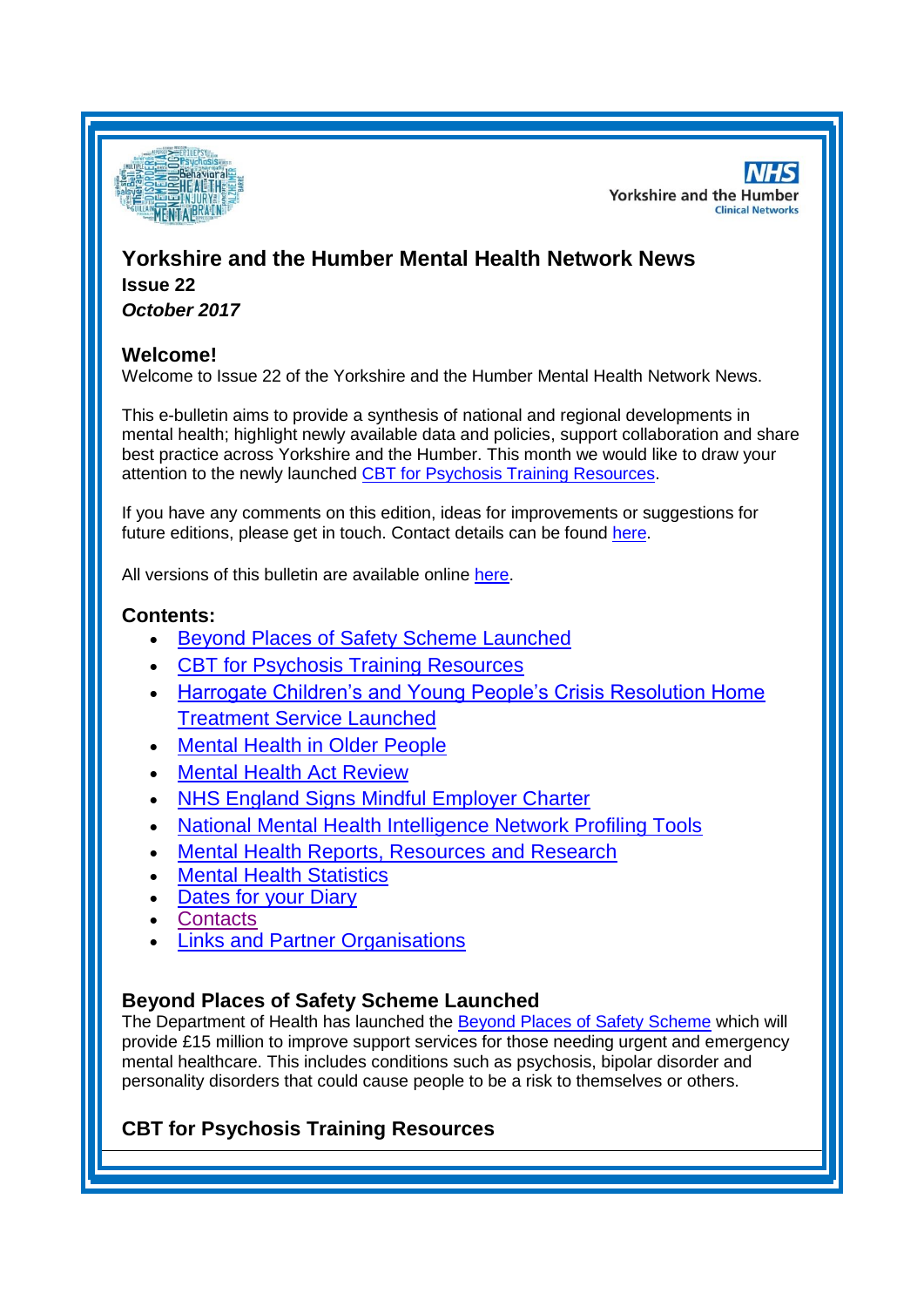# Yorkshire and the Humber Mental Health Network News

**Issue 22**

***October 2017***

## Welcome!

Welcome to Issue 22 of the Yorkshire and the Humber Mental Health Network News.

This e-bulletin aims to provide a synthesis of national and regional developments in mental health; highlight newly available data and policies, support collaboration and share best practice across Yorkshire and the Humber. This month we would like to draw your attention to the newly launched CBT for Psychosis Training Resources.

If you have any comments on this edition, ideas for improvements or suggestions for future editions, please get in touch. Contact details can be found here.

All versions of this bulletin are available online here.

## Contents:

- Beyond Places of Safety Scheme Launched
- CBT for Psychosis Training Resources
- Harrogate Children's and Young People's Crisis Resolution Home Treatment Service Launched
- Mental Health in Older People
- Mental Health Act Review
- NHS England Signs Mindful Employer Charter
- National Mental Health Intelligence Network Profiling Tools
- Mental Health Reports, Resources and Research
- Mental Health Statistics
- Dates for your Diary
- Contacts
- Links and Partner Organisations

## Beyond Places of Safety Scheme Launched

The Department of Health has launched the Beyond Places of Safety Scheme which will provide £15 million to improve support services for those needing urgent and emergency mental healthcare. This includes conditions such as psychosis, bipolar disorder and personality disorders that could cause people to be a risk to themselves or others.

## CBT for Psychosis Training Resources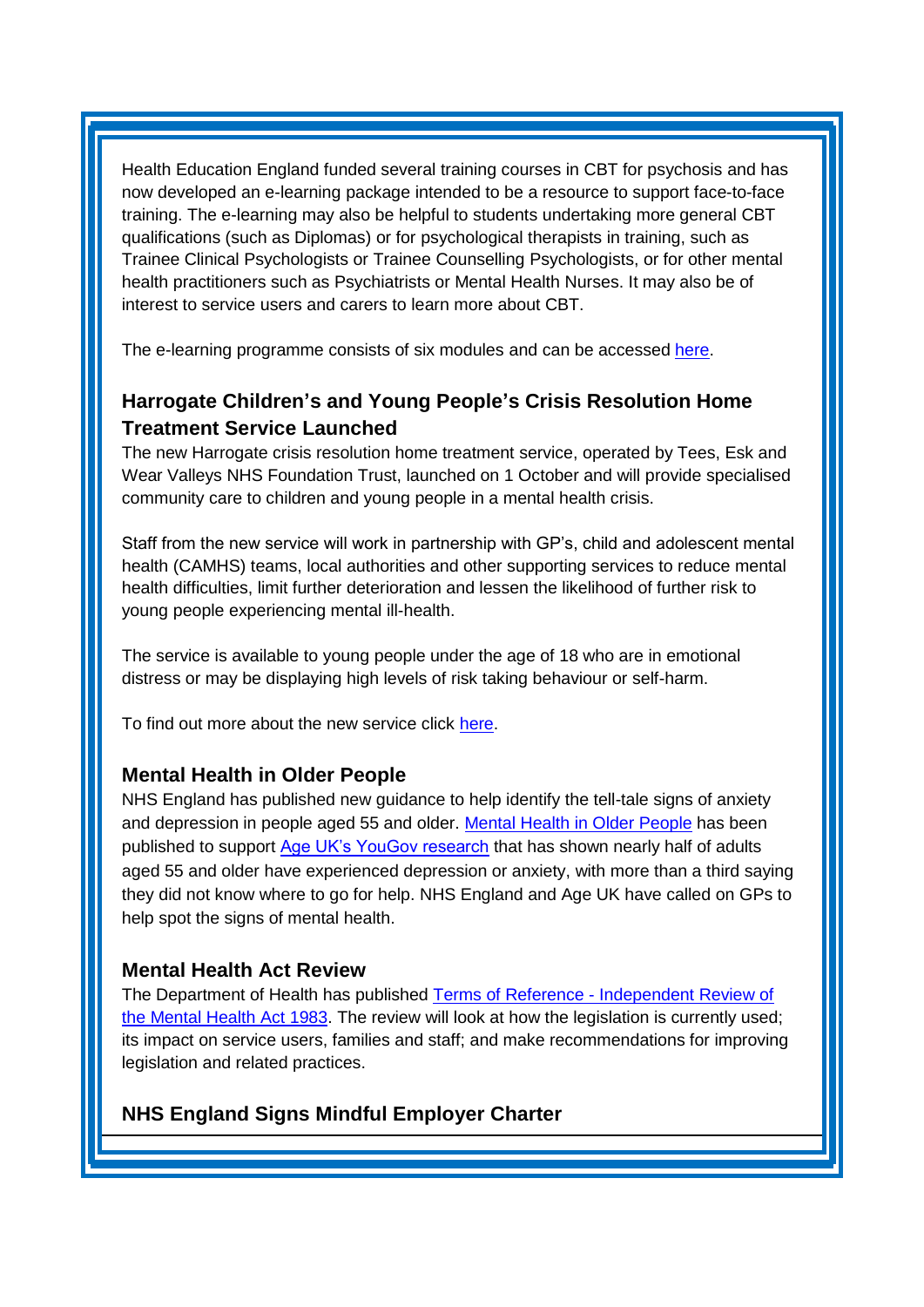Health Education England funded several training courses in CBT for psychosis and has now developed an e-learning package intended to be a resource to support face-to-face training. The e-learning may also be helpful to students undertaking more general CBT qualifications (such as Diplomas) or for psychological therapists in training, such as Trainee Clinical Psychologists or Trainee Counselling Psychologists, or for other mental health practitioners such as Psychiatrists or Mental Health Nurses. It may also be of interest to service users and carers to learn more about CBT.

The e-learning programme consists of six modules and can be accessed here.

### Harrogate Children's and Young People's Crisis Resolution Home Treatment Service Launched

The new Harrogate crisis resolution home treatment service, operated by Tees, Esk and Wear Valleys NHS Foundation Trust, launched on 1 October and will provide specialised community care to children and young people in a mental health crisis.

Staff from the new service will work in partnership with GP's, child and adolescent mental health (CAMHS) teams, local authorities and other supporting services to reduce mental health difficulties, limit further deterioration and lessen the likelihood of further risk to young people experiencing mental ill-health.

The service is available to young people under the age of 18 who are in emotional distress or may be displaying high levels of risk taking behaviour or self-harm.

To find out more about the new service click here.

### Mental Health in Older People

NHS England has published new guidance to help identify the tell-tale signs of anxiety and depression in people aged 55 and older. Mental Health in Older People has been published to support Age UK's YouGov research that has shown nearly half of adults aged 55 and older have experienced depression or anxiety, with more than a third saying they did not know where to go for help. NHS England and Age UK have called on GPs to help spot the signs of mental health.

### Mental Health Act Review

The Department of Health has published Terms of Reference - Independent Review of the Mental Health Act 1983. The review will look at how the legislation is currently used; its impact on service users, families and staff; and make recommendations for improving legislation and related practices.

### NHS England Signs Mindful Employer Charter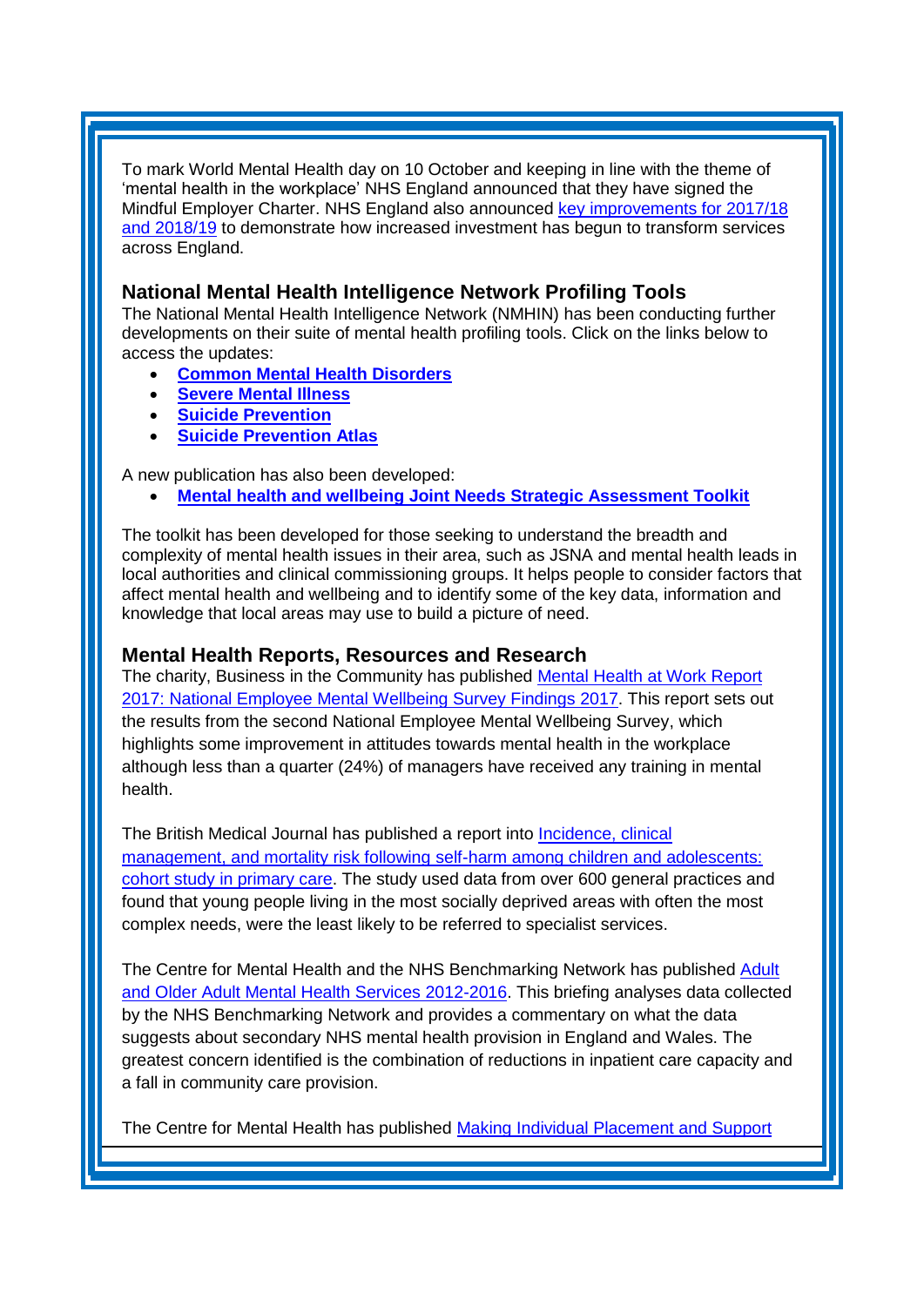To mark World Mental Health day on 10 October and keeping in line with the theme of 'mental health in the workplace' NHS England announced that they have signed the Mindful Employer Charter. NHS England also announced key improvements for 2017/18 and 2018/19 to demonstrate how increased investment has begun to transform services across England.

## National Mental Health Intelligence Network Profiling Tools

The National Mental Health Intelligence Network (NMHIN) has been conducting further developments on their suite of mental health profiling tools. Click on the links below to access the updates:

- **Common Mental Health Disorders**
- **Severe Mental Illness**
- **Suicide Prevention**
- **Suicide Prevention Atlas**

A new publication has also been developed:

- **Mental health and wellbeing Joint Needs Strategic Assessment Toolkit**

The toolkit has been developed for those seeking to understand the breadth and complexity of mental health issues in their area, such as JSNA and mental health leads in local authorities and clinical commissioning groups. It helps people to consider factors that affect mental health and wellbeing and to identify some of the key data, information and knowledge that local areas may use to build a picture of need.

## Mental Health Reports, Resources and Research

The charity, Business in the Community has published Mental Health at Work Report 2017: National Employee Mental Wellbeing Survey Findings 2017. This report sets out the results from the second National Employee Mental Wellbeing Survey, which highlights some improvement in attitudes towards mental health in the workplace although less than a quarter (24%) of managers have received any training in mental health.

The British Medical Journal has published a report into Incidence, clinical management, and mortality risk following self-harm among children and adolescents: cohort study in primary care. The study used data from over 600 general practices and found that young people living in the most socially deprived areas with often the most complex needs, were the least likely to be referred to specialist services.

The Centre for Mental Health and the NHS Benchmarking Network has published Adult and Older Adult Mental Health Services 2012-2016. This briefing analyses data collected by the NHS Benchmarking Network and provides a commentary on what the data suggests about secondary NHS mental health provision in England and Wales. The greatest concern identified is the combination of reductions in inpatient care capacity and a fall in community care provision.

The Centre for Mental Health has published Making Individual Placement and Support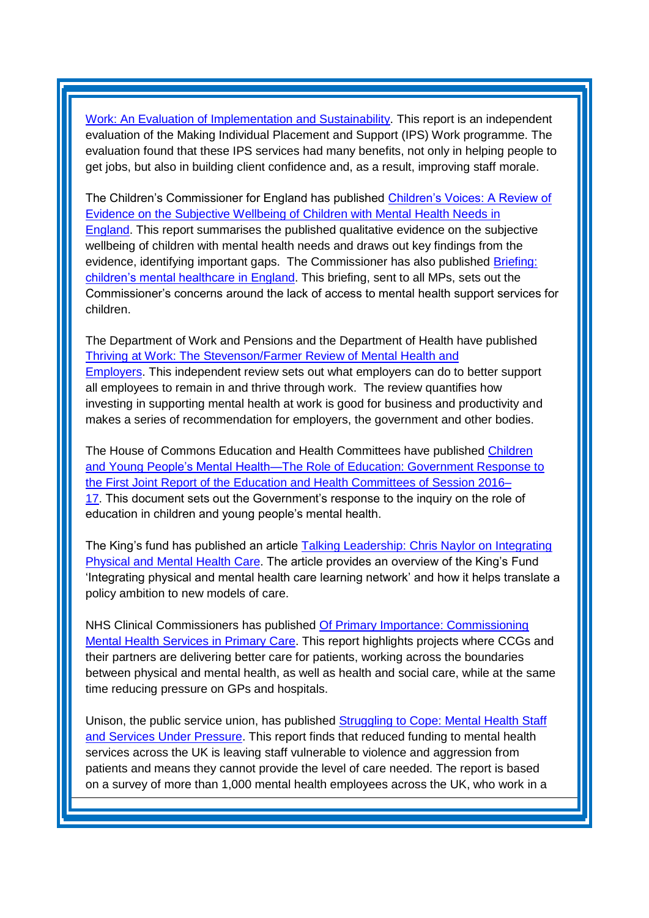Work: An Evaluation of Implementation and Sustainability. This report is an independent evaluation of the Making Individual Placement and Support (IPS) Work programme. The evaluation found that these IPS services had many benefits, not only in helping people to get jobs, but also in building client confidence and, as a result, improving staff morale.

The Children's Commissioner for England has published Children's Voices: A Review of Evidence on the Subjective Wellbeing of Children with Mental Health Needs in England. This report summarises the published qualitative evidence on the subjective wellbeing of children with mental health needs and draws out key findings from the evidence, identifying important gaps. The Commissioner has also published Briefing: children's mental healthcare in England. This briefing, sent to all MPs, sets out the Commissioner's concerns around the lack of access to mental health support services for children.

The Department of Work and Pensions and the Department of Health have published Thriving at Work: The Stevenson/Farmer Review of Mental Health and Employers. This independent review sets out what employers can do to better support all employees to remain in and thrive through work. The review quantifies how investing in supporting mental health at work is good for business and productivity and makes a series of recommendation for employers, the government and other bodies.

The House of Commons Education and Health Committees have published Children and Young People's Mental Health—The Role of Education: Government Response to the First Joint Report of the Education and Health Committees of Session 2016–17. This document sets out the Government's response to the inquiry on the role of education in children and young people's mental health.

The King's fund has published an article Talking Leadership: Chris Naylor on Integrating Physical and Mental Health Care. The article provides an overview of the King's Fund 'Integrating physical and mental health care learning network' and how it helps translate a policy ambition to new models of care.

NHS Clinical Commissioners has published Of Primary Importance: Commissioning Mental Health Services in Primary Care. This report highlights projects where CCGs and their partners are delivering better care for patients, working across the boundaries between physical and mental health, as well as health and social care, while at the same time reducing pressure on GPs and hospitals.

Unison, the public service union, has published Struggling to Cope: Mental Health Staff and Services Under Pressure. This report finds that reduced funding to mental health services across the UK is leaving staff vulnerable to violence and aggression from patients and means they cannot provide the level of care needed. The report is based on a survey of more than 1,000 mental health employees across the UK, who work in a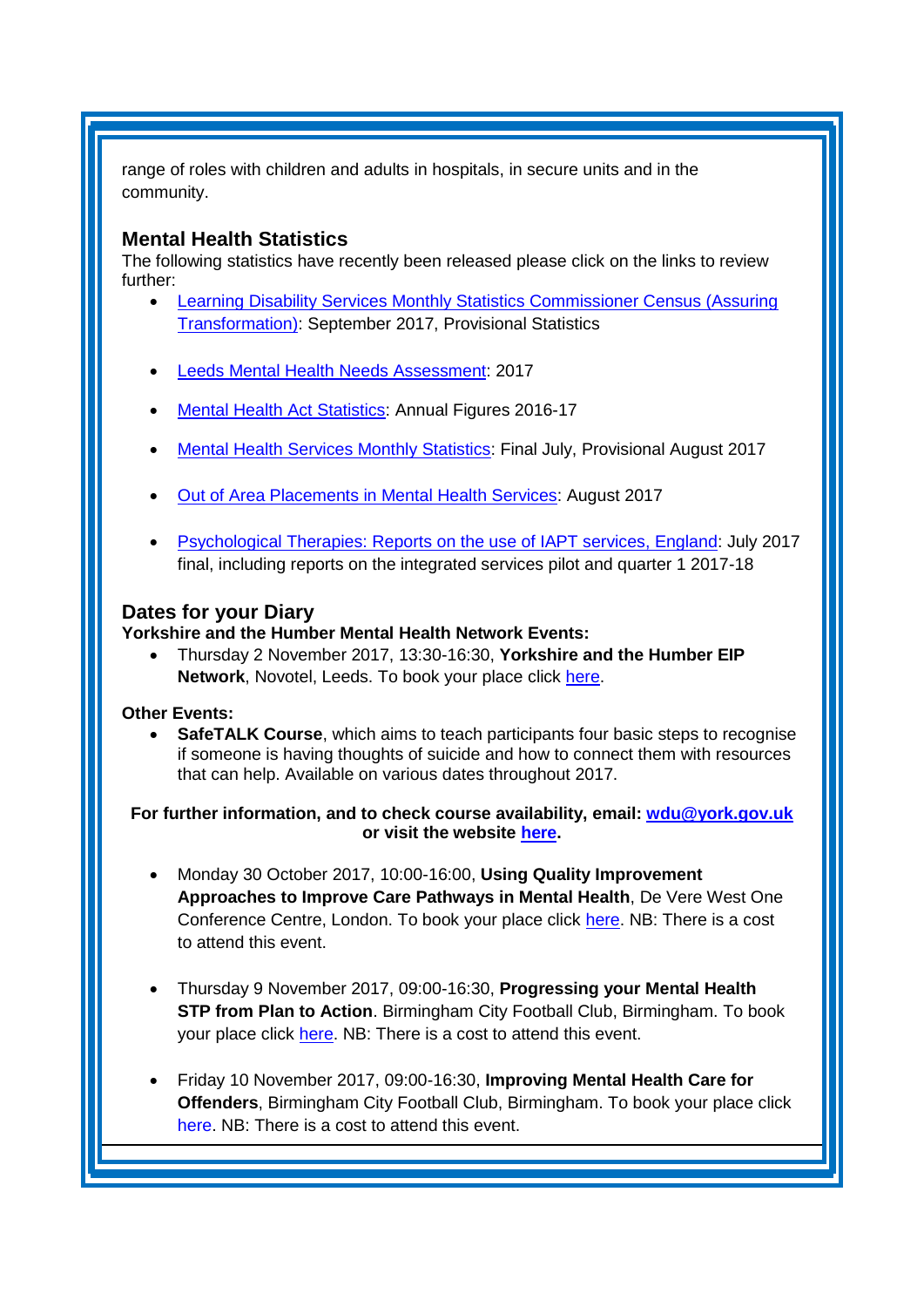range of roles with children and adults in hospitals, in secure units and in the community.

## Mental Health Statistics

The following statistics have recently been released please click on the links to review further:

- Learning Disability Services Monthly Statistics Commissioner Census (Assuring Transformation): September 2017, Provisional Statistics
- Leeds Mental Health Needs Assessment: 2017
- Mental Health Act Statistics: Annual Figures 2016-17
- Mental Health Services Monthly Statistics: Final July, Provisional August 2017
- Out of Area Placements in Mental Health Services: August 2017
- Psychological Therapies: Reports on the use of IAPT services, England: July 2017 final, including reports on the integrated services pilot and quarter 1 2017-18

## Dates for your Diary

**Yorkshire and the Humber Mental Health Network Events:**

- Thursday 2 November 2017, 13:30-16:30, **Yorkshire and the Humber EIP Network**, Novotel, Leeds. To book your place click here.

**Other Events:**

- **SafeTALK Course**, which aims to teach participants four basic steps to recognise if someone is having thoughts of suicide and how to connect them with resources that can help. Available on various dates throughout 2017.

**For further information, and to check course availability, email: wdu@york.gov.uk or visit the website here.**

- Monday 30 October 2017, 10:00-16:00, **Using Quality Improvement Approaches to Improve Care Pathways in Mental Health**, De Vere West One Conference Centre, London. To book your place click here. NB: There is a cost to attend this event.
- Thursday 9 November 2017, 09:00-16:30, **Progressing your Mental Health STP from Plan to Action**. Birmingham City Football Club, Birmingham. To book your place click here. NB: There is a cost to attend this event.
- Friday 10 November 2017, 09:00-16:30, **Improving Mental Health Care for Offenders**, Birmingham City Football Club, Birmingham. To book your place click here. NB: There is a cost to attend this event.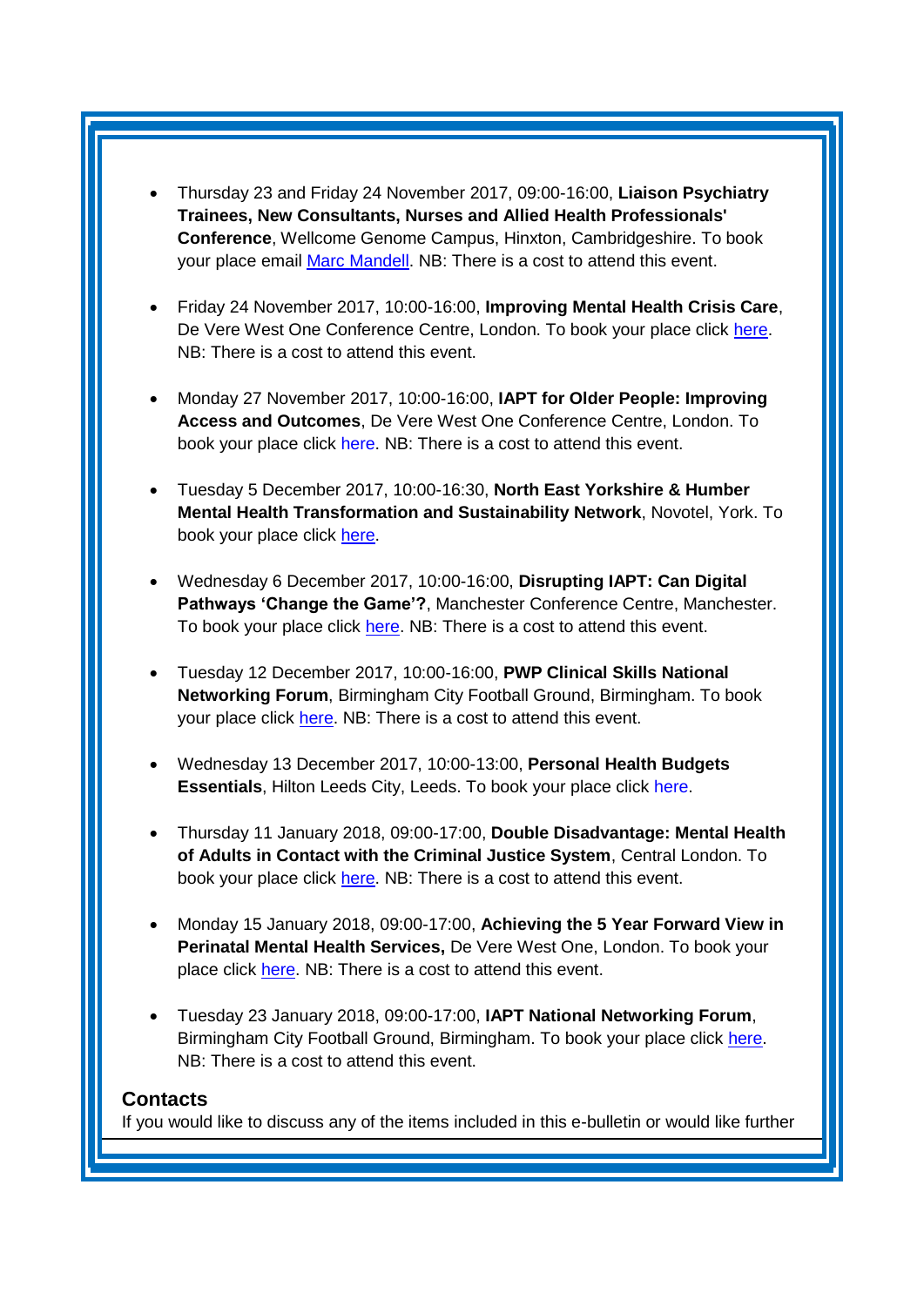- Thursday 23 and Friday 24 November 2017, 09:00-16:00, **Liaison Psychiatry Trainees, New Consultants, Nurses and Allied Health Professionals' Conference**, Wellcome Genome Campus, Hinxton, Cambridgeshire. To book your place email Marc Mandell. NB: There is a cost to attend this event.

- Friday 24 November 2017, 10:00-16:00, **Improving Mental Health Crisis Care**, De Vere West One Conference Centre, London. To book your place click here. NB: There is a cost to attend this event.

- Monday 27 November 2017, 10:00-16:00, **IAPT for Older People: Improving Access and Outcomes**, De Vere West One Conference Centre, London. To book your place click here. NB: There is a cost to attend this event.

- Tuesday 5 December 2017, 10:00-16:30, **North East Yorkshire & Humber Mental Health Transformation and Sustainability Network**, Novotel, York. To book your place click here.

- Wednesday 6 December 2017, 10:00-16:00, **Disrupting IAPT: Can Digital Pathways 'Change the Game'?**, Manchester Conference Centre, Manchester. To book your place click here. NB: There is a cost to attend this event.

- Tuesday 12 December 2017, 10:00-16:00, **PWP Clinical Skills National Networking Forum**, Birmingham City Football Ground, Birmingham. To book your place click here. NB: There is a cost to attend this event.

- Wednesday 13 December 2017, 10:00-13:00, **Personal Health Budgets Essentials**, Hilton Leeds City, Leeds. To book your place click here.

- Thursday 11 January 2018, 09:00-17:00, **Double Disadvantage: Mental Health of Adults in Contact with the Criminal Justice System**, Central London. To book your place click here. NB: There is a cost to attend this event.

- Monday 15 January 2018, 09:00-17:00, **Achieving the 5 Year Forward View in Perinatal Mental Health Services,** De Vere West One, London. To book your place click here. NB: There is a cost to attend this event.

- Tuesday 23 January 2018, 09:00-17:00, **IAPT National Networking Forum**, Birmingham City Football Ground, Birmingham. To book your place click here. NB: There is a cost to attend this event.

## Contacts

If you would like to discuss any of the items included in this e-bulletin or would like further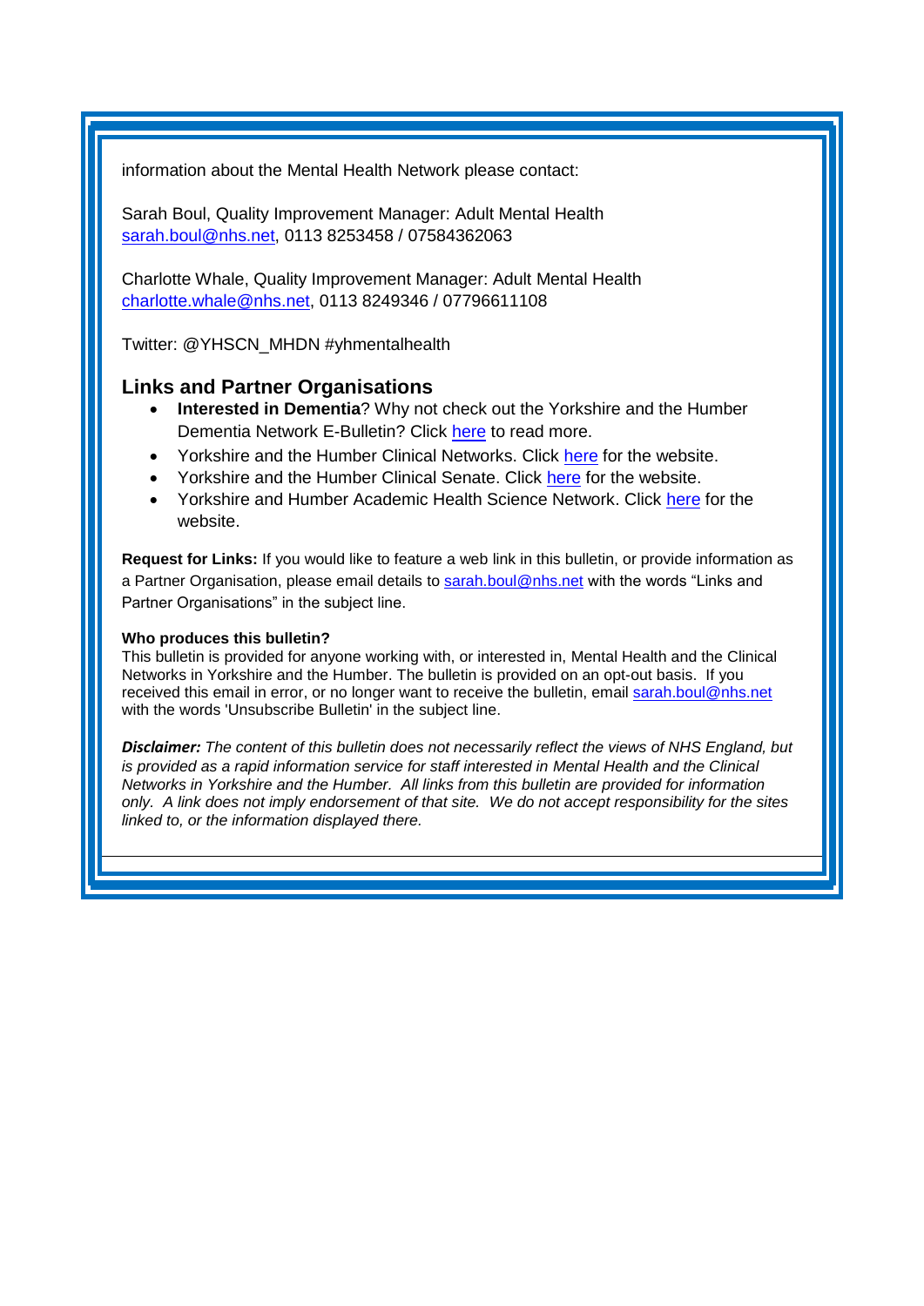information about the Mental Health Network please contact:

Sarah Boul, Quality Improvement Manager: Adult Mental Health
sarah.boul@nhs.net, 0113 8253458 / 07584362063

Charlotte Whale, Quality Improvement Manager: Adult Mental Health
charlotte.whale@nhs.net, 0113 8249346 / 07796611108

Twitter: @YHSCN_MHDN #yhmentalhealth

## Links and Partner Organisations

- **Interested in Dementia**? Why not check out the Yorkshire and the Humber Dementia Network E-Bulletin? Click here to read more.
- Yorkshire and the Humber Clinical Networks. Click here for the website.
- Yorkshire and the Humber Clinical Senate. Click here for the website.
- Yorkshire and Humber Academic Health Science Network. Click here for the website.

**Request for Links:** If you would like to feature a web link in this bulletin, or provide information as a Partner Organisation, please email details to sarah.boul@nhs.net with the words "Links and Partner Organisations" in the subject line.

**Who produces this bulletin?**
This bulletin is provided for anyone working with, or interested in, Mental Health and the Clinical Networks in Yorkshire and the Humber. The bulletin is provided on an opt-out basis. If you received this email in error, or no longer want to receive the bulletin, email sarah.boul@nhs.net with the words 'Unsubscribe Bulletin' in the subject line.

***Disclaimer:*** *The content of this bulletin does not necessarily reflect the views of NHS England, but is provided as a rapid information service for staff interested in Mental Health and the Clinical Networks in Yorkshire and the Humber. All links from this bulletin are provided for information only. A link does not imply endorsement of that site. We do not accept responsibility for the sites linked to, or the information displayed there.*